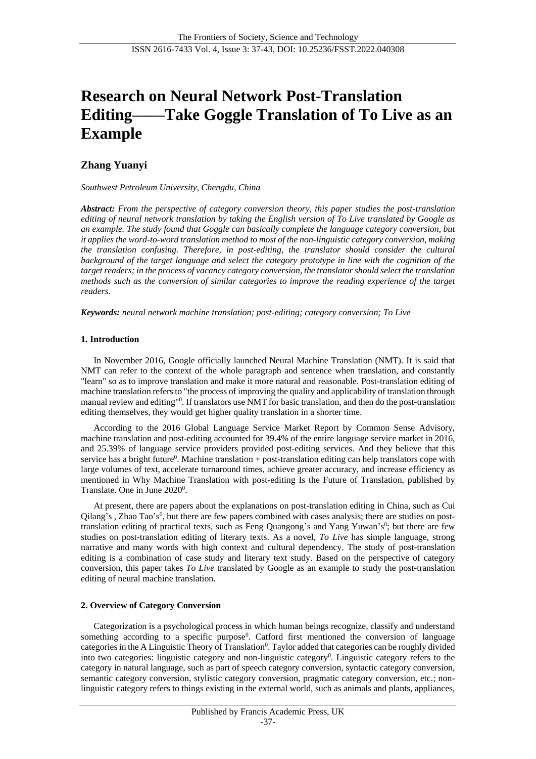# Research on Neural Network Post-Translation Editing——Take Goggle Translation of To Live as an Example

## Zhang Yuanyi

*Southwest Petroleum University, Chengdu, China*

***Abstract:*** *From the perspective of category conversion theory, this paper studies the post-translation editing of neural network translation by taking the English version of To Live translated by Google as an example. The study found that Goggle can basically complete the language category conversion, but it applies the word-to-word translation method to most of the non-linguistic category conversion, making the translation confusing. Therefore, in post-editing, the translator should consider the cultural background of the target language and select the category prototype in line with the cognition of the target readers; in the process of vacancy category conversion, the translator should select the translation methods such as the conversion of similar categories to improve the reading experience of the target readers.*

***Keywords:*** *neural network machine translation; post-editing; category conversion; To Live*

### 1. Introduction

In November 2016, Google officially launched Neural Machine Translation (NMT). It is said that NMT can refer to the context of the whole paragraph and sentence when translation, and constantly "learn" so as to improve translation and make it more natural and reasonable. Post-translation editing of machine translation refers to "the process of improving the quality and applicability of translation through manual review and editing"[0]. If translators use NMT for basic translation, and then do the post-translation editing themselves, they would get higher quality translation in a shorter time.

According to the 2016 Global Language Service Market Report by Common Sense Advisory, machine translation and post-editing accounted for 39.4% of the entire language service market in 2016, and 25.39% of language service providers provided post-editing services. And they believe that this service has a bright future[0]. Machine translation + post-translation editing can help translators cope with large volumes of text, accelerate turnaround times, achieve greater accuracy, and increase efficiency as mentioned in Why Machine Translation with post-editing Is the Future of Translation, published by Translate. One in June 2020[0].

At present, there are papers about the explanations on post-translation editing in China, such as Cui Qilang's , Zhao Tao's[0], but there are few papers combined with cases analysis; there are studies on post-translation editing of practical texts, such as Feng Quangong's and Yang Yuwan's[0]; but there are few studies on post-translation editing of literary texts. As a novel, *To Live* has simple language, strong narrative and many words with high context and cultural dependency. The study of post-translation editing is a combination of case study and literary text study. Based on the perspective of category conversion, this paper takes *To Live* translated by Google as an example to study the post-translation editing of neural machine translation.

### 2. Overview of Category Conversion

Categorization is a psychological process in which human beings recognize, classify and understand something according to a specific purpose[0]. Catford first mentioned the conversion of language categories in the A Linguistic Theory of Translation[0]. Taylor added that categories can be roughly divided into two categories: linguistic category and non-linguistic category[0]. Linguistic category refers to the category in natural language, such as part of speech category conversion, syntactic category conversion, semantic category conversion, stylistic category conversion, pragmatic category conversion, etc.; non-linguistic category refers to things existing in the external world, such as animals and plants, appliances,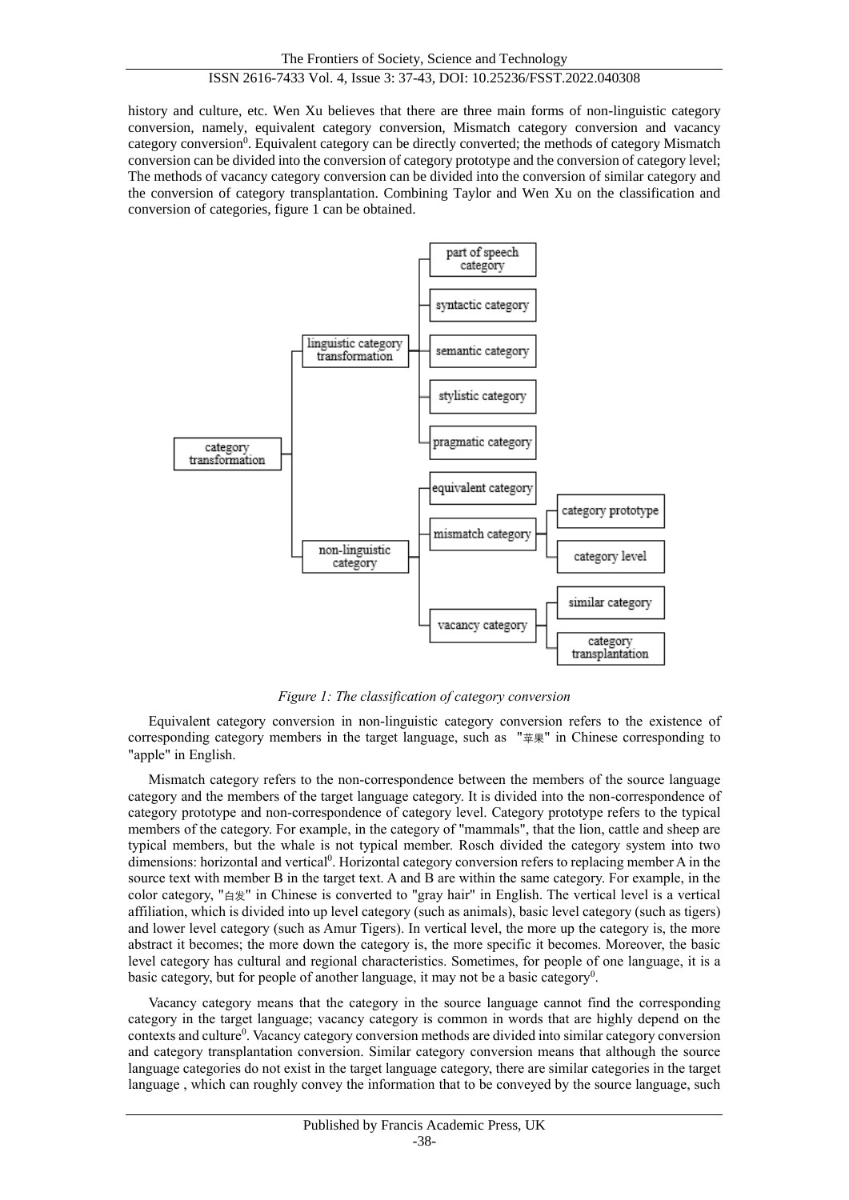history and culture, etc. Wen Xu believes that there are three main forms of non-linguistic category conversion, namely, equivalent category conversion, Mismatch category conversion and vacancy category conversion[0]. Equivalent category can be directly converted; the methods of category Mismatch conversion can be divided into the conversion of category prototype and the conversion of category level; The methods of vacancy category conversion can be divided into the conversion of similar category and the conversion of category transplantation. Combining Taylor and Wen Xu on the classification and conversion of categories, figure 1 can be obtained.

- category transformation
  - linguistic category transformation
    - part of speech category
    - syntactic category
    - semantic category
    - stylistic category
    - pragmatic category
  - non-linguistic category
    - equivalent category
    - mismatch category
      - category prototype
      - category level
    - vacancy category
      - similar category
      - category transplantation

*Figure 1: The classification of category conversion*

Equivalent category conversion in non-linguistic category conversion refers to the existence of corresponding category members in the target language, such as "苹果" in Chinese corresponding to "apple" in English.

Mismatch category refers to the non-correspondence between the members of the source language category and the members of the target language category. It is divided into the non-correspondence of category prototype and non-correspondence of category level. Category prototype refers to the typical members of the category. For example, in the category of "mammals", that the lion, cattle and sheep are typical members, but the whale is not typical member. Rosch divided the category system into two dimensions: horizontal and vertical[0]. Horizontal category conversion refers to replacing member A in the source text with member B in the target text. A and B are within the same category. For example, in the color category, "白发" in Chinese is converted to "gray hair" in English. The vertical level is a vertical affiliation, which is divided into up level category (such as animals), basic level category (such as tigers) and lower level category (such as Amur Tigers). In vertical level, the more up the category is, the more abstract it becomes; the more down the category is, the more specific it becomes. Moreover, the basic level category has cultural and regional characteristics. Sometimes, for people of one language, it is a basic category, but for people of another language, it may not be a basic category[0].

Vacancy category means that the category in the source language cannot find the corresponding category in the target language; vacancy category is common in words that are highly depend on the contexts and culture[0]. Vacancy category conversion methods are divided into similar category conversion and category transplantation conversion. Similar category conversion means that although the source language categories do not exist in the target language category, there are similar categories in the target language , which can roughly convey the information that to be conveyed by the source language, such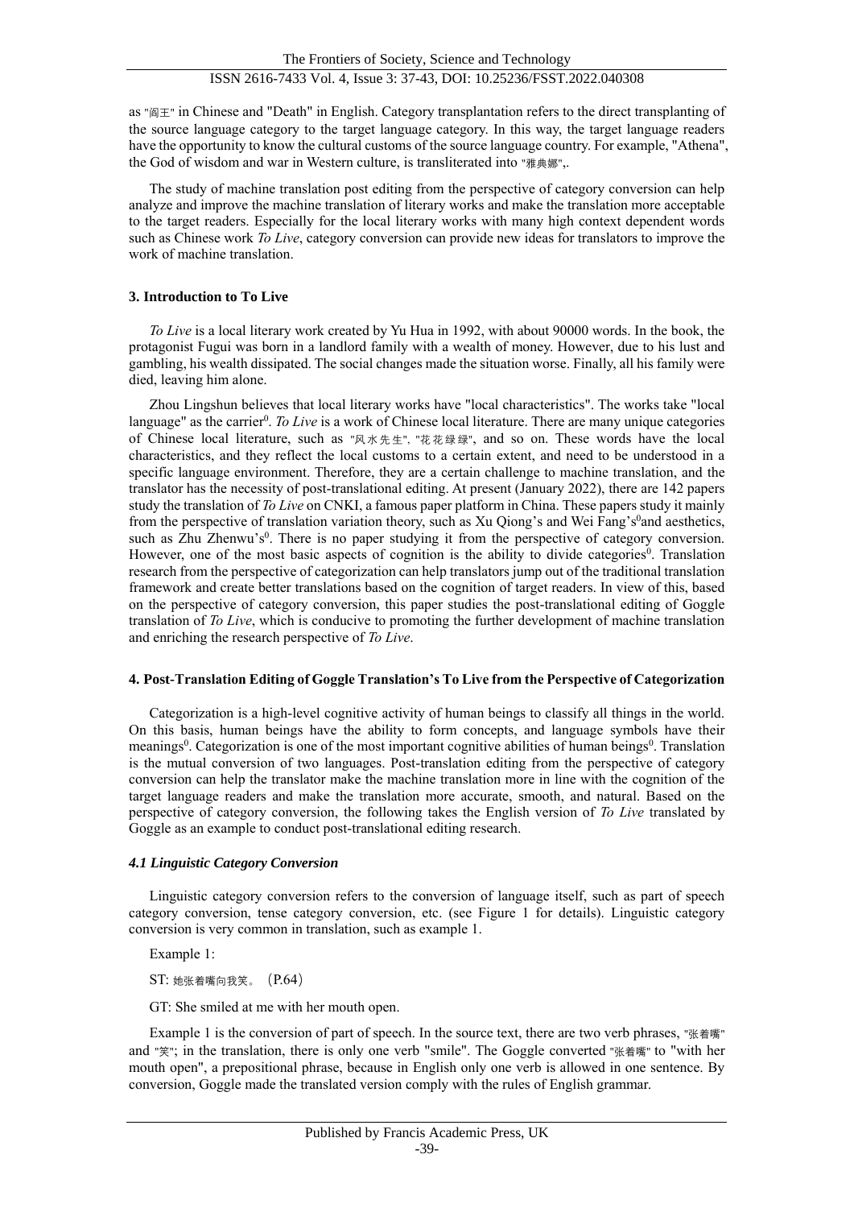as "阎王" in Chinese and "Death" in English. Category transplantation refers to the direct transplanting of the source language category to the target language category. In this way, the target language readers have the opportunity to know the cultural customs of the source language country. For example, "Athena", the God of wisdom and war in Western culture, is transliterated into "雅典娜",.

The study of machine translation post editing from the perspective of category conversion can help analyze and improve the machine translation of literary works and make the translation more acceptable to the target readers. Especially for the local literary works with many high context dependent words such as Chinese work *To Live*, category conversion can provide new ideas for translators to improve the work of machine translation.

### 3. Introduction to To Live

*To Live* is a local literary work created by Yu Hua in 1992, with about 90000 words. In the book, the protagonist Fugui was born in a landlord family with a wealth of money. However, due to his lust and gambling, his wealth dissipated. The social changes made the situation worse. Finally, all his family were died, leaving him alone.

Zhou Lingshun believes that local literary works have "local characteristics". The works take "local language" as the carrier[0]. *To Live* is a work of Chinese local literature. There are many unique categories of Chinese local literature, such as "风水先生", "花花绿绿", and so on. These words have the local characteristics, and they reflect the local customs to a certain extent, and need to be understood in a specific language environment. Therefore, they are a certain challenge to machine translation, and the translator has the necessity of post-translational editing. At present (January 2022), there are 142 papers study the translation of *To Live* on CNKI, a famous paper platform in China. These papers study it mainly from the perspective of translation variation theory, such as Xu Qiong's and Wei Fang's[0]and aesthetics, such as Zhu Zhenwu's[0]. There is no paper studying it from the perspective of category conversion. However, one of the most basic aspects of cognition is the ability to divide categories[0]. Translation research from the perspective of categorization can help translators jump out of the traditional translation framework and create better translations based on the cognition of target readers. In view of this, based on the perspective of category conversion, this paper studies the post-translational editing of Goggle translation of *To Live*, which is conducive to promoting the further development of machine translation and enriching the research perspective of *To Live*.

### 4. Post-Translation Editing of Goggle Translation's To Live from the Perspective of Categorization

Categorization is a high-level cognitive activity of human beings to classify all things in the world. On this basis, human beings have the ability to form concepts, and language symbols have their meanings[0]. Categorization is one of the most important cognitive abilities of human beings[0]. Translation is the mutual conversion of two languages. Post-translation editing from the perspective of category conversion can help the translator make the machine translation more in line with the cognition of the target language readers and make the translation more accurate, smooth, and natural. Based on the perspective of category conversion, the following takes the English version of *To Live* translated by Goggle as an example to conduct post-translational editing research.

#### *4.1 Linguistic Category Conversion*

Linguistic category conversion refers to the conversion of language itself, such as part of speech category conversion, tense category conversion, etc. (see Figure 1 for details). Linguistic category conversion is very common in translation, such as example 1.

Example 1:

ST: 她张着嘴向我笑。（P.64）

GT: She smiled at me with her mouth open.

Example 1 is the conversion of part of speech. In the source text, there are two verb phrases, "张着嘴" and "笑"; in the translation, there is only one verb "smile". The Goggle converted "张着嘴" to "with her mouth open", a prepositional phrase, because in English only one verb is allowed in one sentence. By conversion, Goggle made the translated version comply with the rules of English grammar.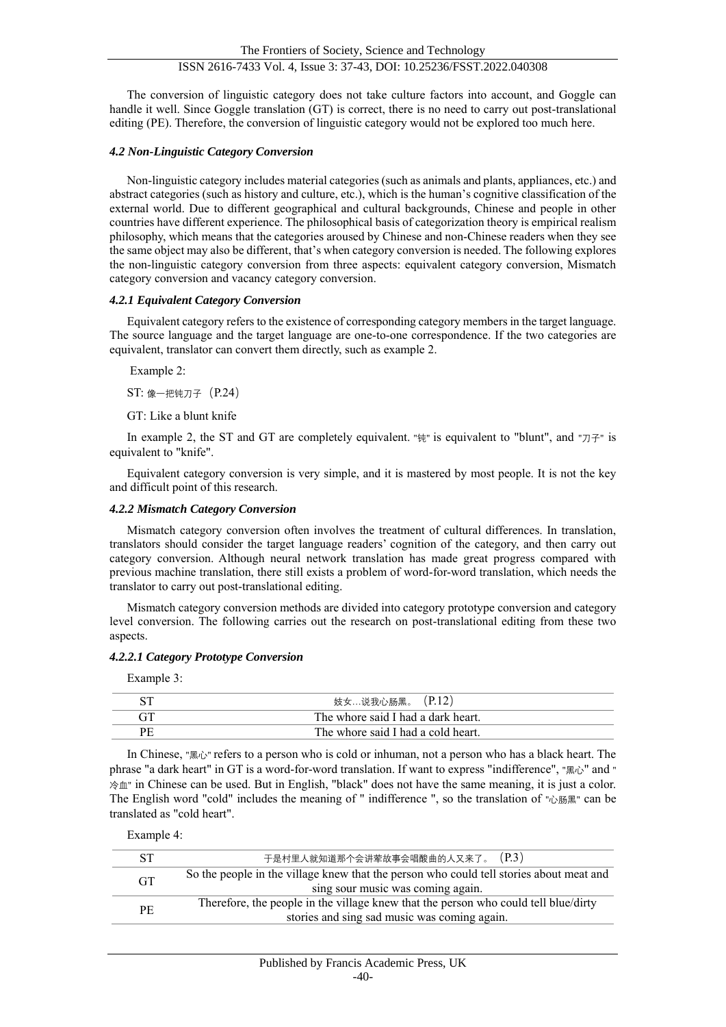The conversion of linguistic category does not take culture factors into account, and Goggle can handle it well. Since Goggle translation (GT) is correct, there is no need to carry out post-translational editing (PE). Therefore, the conversion of linguistic category would not be explored too much here.

#### *4.2 Non-Linguistic Category Conversion*

Non-linguistic category includes material categories (such as animals and plants, appliances, etc.) and abstract categories (such as history and culture, etc.), which is the human's cognitive classification of the external world. Due to different geographical and cultural backgrounds, Chinese and people in other countries have different experience. The philosophical basis of categorization theory is empirical realism philosophy, which means that the categories aroused by Chinese and non-Chinese readers when they see the same object may also be different, that's when category conversion is needed. The following explores the non-linguistic category conversion from three aspects: equivalent category conversion, Mismatch category conversion and vacancy category conversion.

#### *4.2.1 Equivalent Category Conversion*

Equivalent category refers to the existence of corresponding category members in the target language. The source language and the target language are one-to-one correspondence. If the two categories are equivalent, translator can convert them directly, such as example 2.

Example 2:

ST: 像一把钝刀子（P.24）

GT: Like a blunt knife

In example 2, the ST and GT are completely equivalent. "钝" is equivalent to "blunt", and "刀子" is equivalent to "knife".

Equivalent category conversion is very simple, and it is mastered by most people. It is not the key and difficult point of this research.

#### *4.2.2 Mismatch Category Conversion*

Mismatch category conversion often involves the treatment of cultural differences. In translation, translators should consider the target language readers' cognition of the category, and then carry out category conversion. Although neural network translation has made great progress compared with previous machine translation, there still exists a problem of word-for-word translation, which needs the translator to carry out post-translational editing.

Mismatch category conversion methods are divided into category prototype conversion and category level conversion. The following carries out the research on post-translational editing from these two aspects.

#### *4.2.2.1 Category Prototype Conversion*

Example 3:

| ST | 妓女…说我心肠黑。（P.12） |
|---|---|
| GT | The whore said I had a dark heart. |
| PE | The whore said I had a cold heart. |

In Chinese, "黑心" refers to a person who is cold or inhuman, not a person who has a black heart. The phrase "a dark heart" in GT is a word-for-word translation. If want to express "indifference", "黑心" and "冷血" in Chinese can be used. But in English, "black" does not have the same meaning, it is just a color. The English word "cold" includes the meaning of " indifference ", so the translation of "心肠黑" can be translated as "cold heart".

Example 4:

| ST | 于是村里人就知道那个会讲荤故事会唱酸曲的人又来了。（P.3） |
|---|---|
| GT | So the people in the village knew that the person who could tell stories about meat and sing sour music was coming again. |
| PE | Therefore, the people in the village knew that the person who could tell blue/dirty stories and sing sad music was coming again. |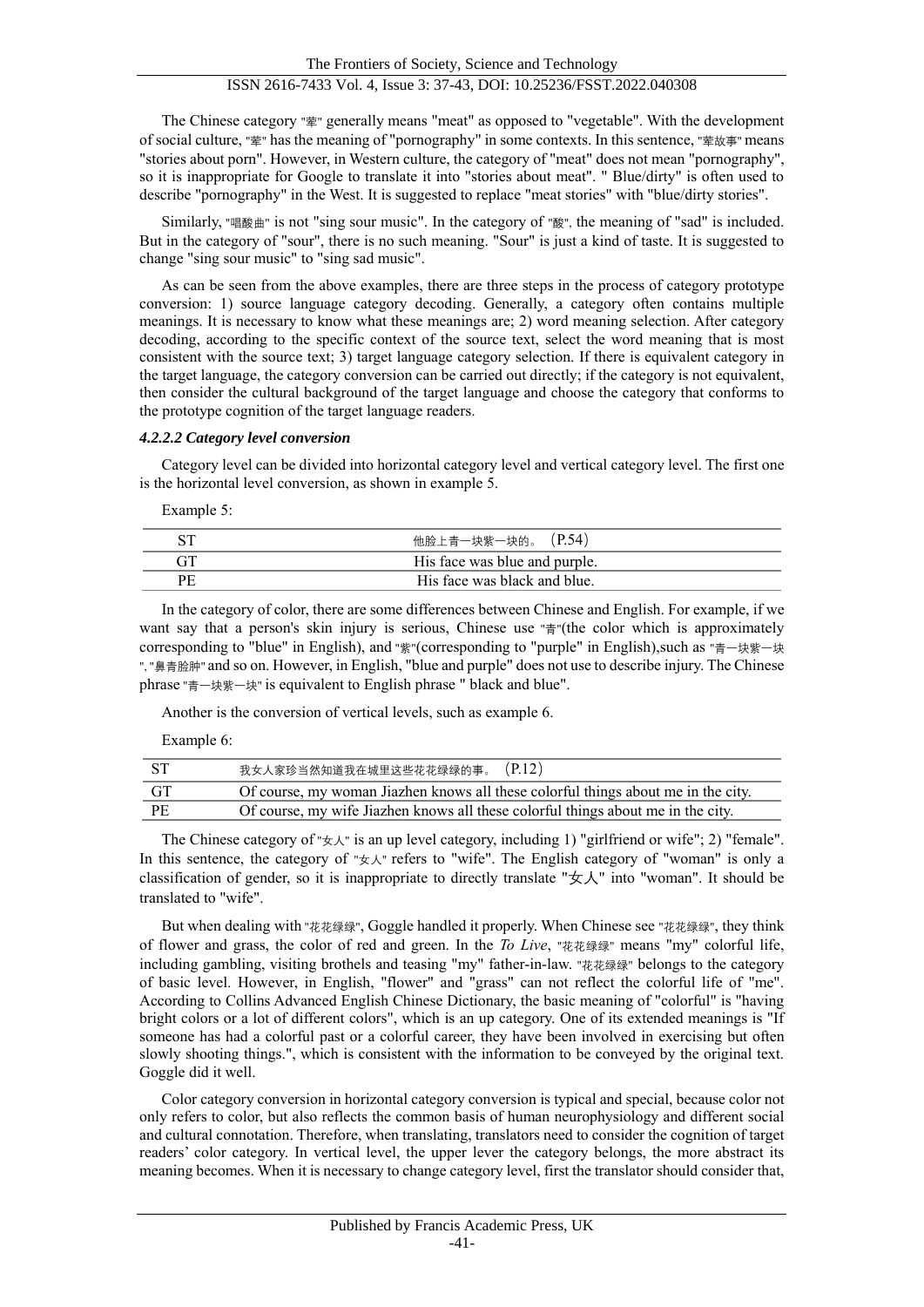The Chinese category "荤" generally means "meat" as opposed to "vegetable". With the development of social culture, "荤" has the meaning of "pornography" in some contexts. In this sentence, "荤故事" means "stories about porn". However, in Western culture, the category of "meat" does not mean "pornography", so it is inappropriate for Google to translate it into "stories about meat". " Blue/dirty" is often used to describe "pornography" in the West. It is suggested to replace "meat stories" with "blue/dirty stories".

Similarly, "唱酸曲" is not "sing sour music". In the category of "酸", the meaning of "sad" is included. But in the category of "sour", there is no such meaning. "Sour" is just a kind of taste. It is suggested to change "sing sour music" to "sing sad music".

As can be seen from the above examples, there are three steps in the process of category prototype conversion: 1) source language category decoding. Generally, a category often contains multiple meanings. It is necessary to know what these meanings are; 2) word meaning selection. After category decoding, according to the specific context of the source text, select the word meaning that is most consistent with the source text; 3) target language category selection. If there is equivalent category in the target language, the category conversion can be carried out directly; if the category is not equivalent, then consider the cultural background of the target language and choose the category that conforms to the prototype cognition of the target language readers.

#### *4.2.2.2 Category level conversion*

Category level can be divided into horizontal category level and vertical category level. The first one is the horizontal level conversion, as shown in example 5.

Example 5:

| | |
|---|---|
| ST | 他脸上青一块紫一块的。（P.54） |
| GT | His face was blue and purple. |
| PE | His face was black and blue. |

In the category of color, there are some differences between Chinese and English. For example, if we want say that a person's skin injury is serious, Chinese use "青"(the color which is approximately corresponding to "blue" in English), and "紫"(corresponding to "purple" in English),such as "青一块紫一块", "鼻青脸肿" and so on. However, in English, "blue and purple" does not use to describe injury. The Chinese phrase "青一块紫一块" is equivalent to English phrase " black and blue".

Another is the conversion of vertical levels, such as example 6.

Example 6:

| | |
|---|---|
| ST | 我女人家珍当然知道我在城里这些花花绿绿的事。（P.12） |
| GT | Of course, my woman Jiazhen knows all these colorful things about me in the city. |
| PE | Of course, my wife Jiazhen knows all these colorful things about me in the city. |

The Chinese category of "女人" is an up level category, including 1) "girlfriend or wife"; 2) "female". In this sentence, the category of "女人" refers to "wife". The English category of "woman" is only a classification of gender, so it is inappropriate to directly translate "女人" into "woman". It should be translated to "wife".

But when dealing with "花花绿绿", Goggle handled it properly. When Chinese see "花花绿绿", they think of flower and grass, the color of red and green. In the *To Live*, "花花绿绿" means "my" colorful life, including gambling, visiting brothels and teasing "my" father-in-law. "花花绿绿" belongs to the category of basic level. However, in English, "flower" and "grass" can not reflect the colorful life of "me". According to Collins Advanced English Chinese Dictionary, the basic meaning of "colorful" is "having bright colors or a lot of different colors", which is an up category. One of its extended meanings is "If someone has had a colorful past or a colorful career, they have been involved in exercising but often slowly shooting things.", which is consistent with the information to be conveyed by the original text. Goggle did it well.

Color category conversion in horizontal category conversion is typical and special, because color not only refers to color, but also reflects the common basis of human neurophysiology and different social and cultural connotation. Therefore, when translating, translators need to consider the cognition of target readers' color category. In vertical level, the upper lever the category belongs, the more abstract its meaning becomes. When it is necessary to change category level, first the translator should consider that,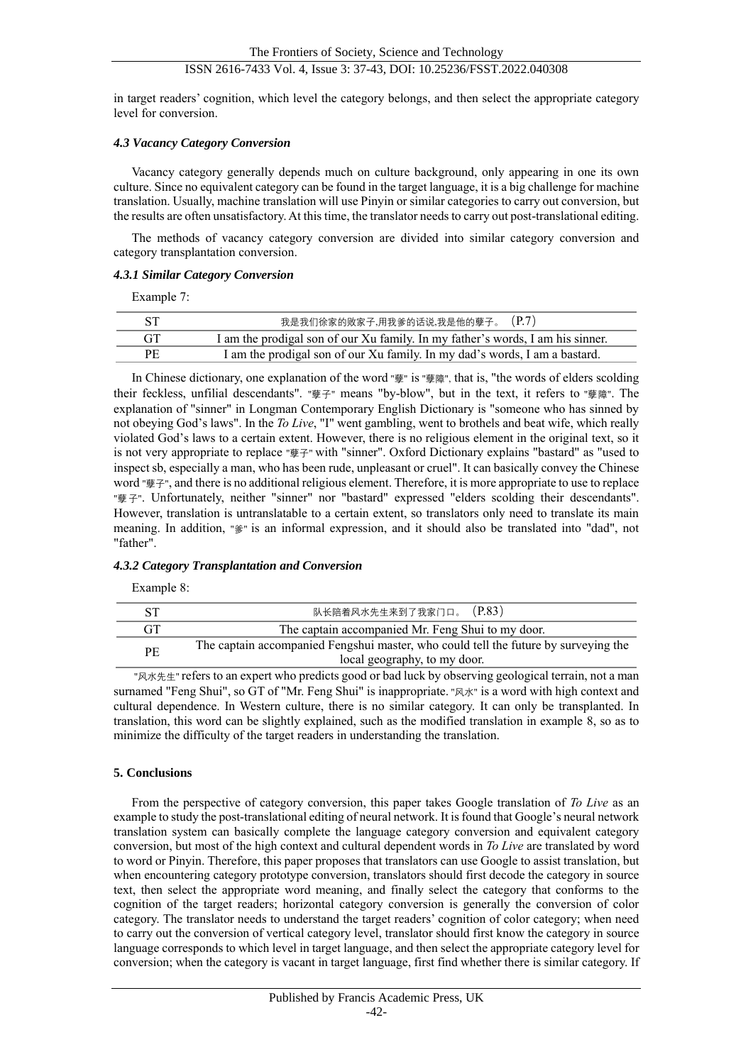in target readers' cognition, which level the category belongs, and then select the appropriate category level for conversion.

#### *4.3 Vacancy Category Conversion*

Vacancy category generally depends much on culture background, only appearing in one its own culture. Since no equivalent category can be found in the target language, it is a big challenge for machine translation. Usually, machine translation will use Pinyin or similar categories to carry out conversion, but the results are often unsatisfactory. At this time, the translator needs to carry out post-translational editing.

The methods of vacancy category conversion are divided into similar category conversion and category transplantation conversion.

##### *4.3.1 Similar Category Conversion*

Example 7:

| ST | 我是我们徐家的败家子,用我爹的话说,我是他的孽子。（P.7） |
|---|---|
| GT | I am the prodigal son of our Xu family. In my father's words, I am his sinner. |
| PE | I am the prodigal son of our Xu family. In my dad's words, I am a bastard. |

In Chinese dictionary, one explanation of the word "孽" is "孽障", that is, "the words of elders scolding their feckless, unfilial descendants". "孽子" means "by-blow", but in the text, it refers to "孽障". The explanation of "sinner" in Longman Contemporary English Dictionary is "someone who has sinned by not obeying God's laws". In the *To Live*, "I" went gambling, went to brothels and beat wife, which really violated God's laws to a certain extent. However, there is no religious element in the original text, so it is not very appropriate to replace "孽子" with "sinner". Oxford Dictionary explains "bastard" as "used to inspect sb, especially a man, who has been rude, unpleasant or cruel". It can basically convey the Chinese word "孽子", and there is no additional religious element. Therefore, it is more appropriate to use to replace "孽子". Unfortunately, neither "sinner" nor "bastard" expressed "elders scolding their descendants". However, translation is untranslatable to a certain extent, so translators only need to translate its main meaning. In addition, "爹" is an informal expression, and it should also be translated into "dad", not "father".

##### *4.3.2 Category Transplantation and Conversion*

Example 8:

| ST | 队长陪着风水先生来到了我家门口。（P.83） |
|---|---|
| GT | The captain accompanied Mr. Feng Shui to my door. |
| PE | The captain accompanied Fengshui master, who could tell the future by surveying the local geography, to my door. |

"风水先生" refers to an expert who predicts good or bad luck by observing geological terrain, not a man surnamed "Feng Shui", so GT of "Mr. Feng Shui" is inappropriate. "风水" is a word with high context and cultural dependence. In Western culture, there is no similar category. It can only be transplanted. In translation, this word can be slightly explained, such as the modified translation in example 8, so as to minimize the difficulty of the target readers in understanding the translation.

## **5. Conclusions**

From the perspective of category conversion, this paper takes Google translation of *To Live* as an example to study the post-translational editing of neural network. It is found that Google's neural network translation system can basically complete the language category conversion and equivalent category conversion, but most of the high context and cultural dependent words in *To Live* are translated by word to word or Pinyin. Therefore, this paper proposes that translators can use Google to assist translation, but when encountering category prototype conversion, translators should first decode the category in source text, then select the appropriate word meaning, and finally select the category that conforms to the cognition of the target readers; horizontal category conversion is generally the conversion of color category. The translator needs to understand the target readers' cognition of color category; when need to carry out the conversion of vertical category level, translator should first know the category in source language corresponds to which level in target language, and then select the appropriate category level for conversion; when the category is vacant in target language, first find whether there is similar category. If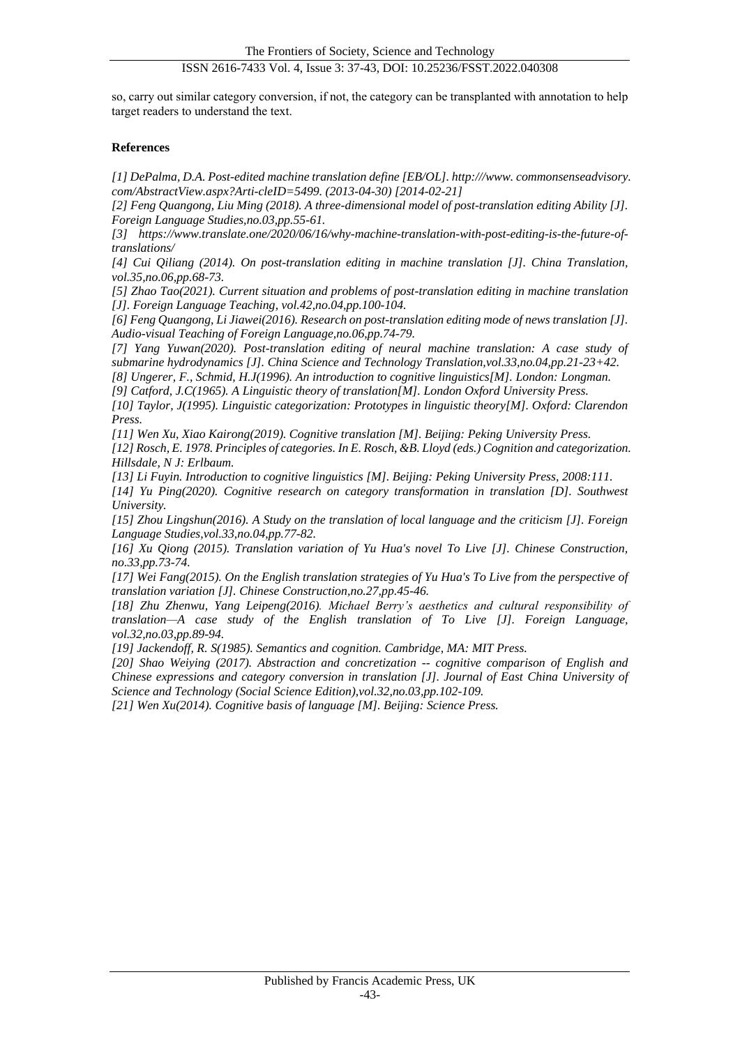so, carry out similar category conversion, if not, the category can be transplanted with annotation to help target readers to understand the text.

**References**

*[1] DePalma, D.A. Post-edited machine translation define [EB/OL]. http:///www. commonsenseadvisory. com/AbstractView.aspx?Arti-cleID=5499. (2013-04-30) [2014-02-21]*

*[2] Feng Quangong, Liu Ming (2018). A three-dimensional model of post-translation editing Ability [J]. Foreign Language Studies,no.03,pp.55-61.*

*[3] https://www.translate.one/2020/06/16/why-machine-translation-with-post-editing-is-the-future-of-translations/*

*[4] Cui Qiliang (2014). On post-translation editing in machine translation [J]. China Translation, vol.35,no.06,pp.68-73.*

*[5] Zhao Tao(2021). Current situation and problems of post-translation editing in machine translation [J]. Foreign Language Teaching, vol.42,no.04,pp.100-104.*

*[6] Feng Quangong, Li Jiawei(2016). Research on post-translation editing mode of news translation [J]. Audio-visual Teaching of Foreign Language,no.06,pp.74-79.*

*[7] Yang Yuwan(2020). Post-translation editing of neural machine translation: A case study of submarine hydrodynamics [J]. China Science and Technology Translation,vol.33,no.04,pp.21-23+42.*

*[8] Ungerer, F., Schmid, H.J(1996). An introduction to cognitive linguistics[M]. London: Longman.*

*[9] Catford, J.C(1965). A Linguistic theory of translation[M]. London Oxford University Press.*

*[10] Taylor, J(1995). Linguistic categorization: Prototypes in linguistic theory[M]. Oxford: Clarendon Press.*

*[11] Wen Xu, Xiao Kairong(2019). Cognitive translation [M]. Beijing: Peking University Press.*

*[12] Rosch, E. 1978. Principles of categories. In E. Rosch, &B. Lloyd (eds.) Cognition and categorization. Hillsdale, N J: Erlbaum.*

*[13] Li Fuyin. Introduction to cognitive linguistics [M]. Beijing: Peking University Press, 2008:111.*

*[14] Yu Ping(2020). Cognitive research on category transformation in translation [D]. Southwest University.*

*[15] Zhou Lingshun(2016). A Study on the translation of local language and the criticism [J]. Foreign Language Studies,vol.33,no.04,pp.77-82.*

*[16] Xu Qiong (2015). Translation variation of Yu Hua's novel To Live [J]. Chinese Construction, no.33,pp.73-74.*

*[17] Wei Fang(2015). On the English translation strategies of Yu Hua's To Live from the perspective of translation variation [J]. Chinese Construction,no.27,pp.45-46.*

*[18] Zhu Zhenwu, Yang Leipeng(2016). Michael Berry's aesthetics and cultural responsibility of translation—A case study of the English translation of To Live [J]. Foreign Language, vol.32,no.03,pp.89-94.*

*[19] Jackendoff, R. S(1985). Semantics and cognition. Cambridge, MA: MIT Press.*

*[20] Shao Weiying (2017). Abstraction and concretization -- cognitive comparison of English and Chinese expressions and category conversion in translation [J]. Journal of East China University of Science and Technology (Social Science Edition),vol.32,no.03,pp.102-109.*

*[21] Wen Xu(2014). Cognitive basis of language [M]. Beijing: Science Press.*